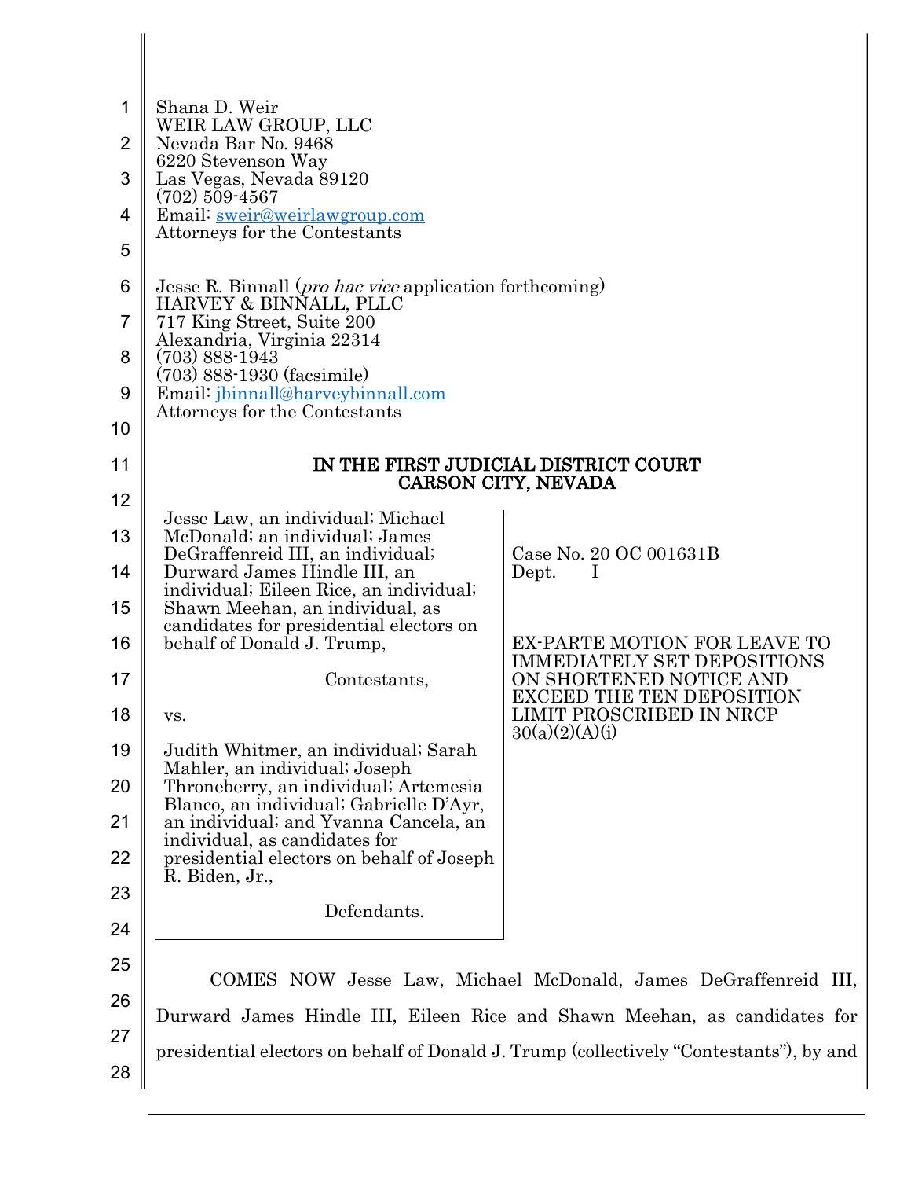Shana D. Weir
WEIR LAW GROUP, LLC
Nevada Bar No. 9468
6220 Stevenson Way
Las Vegas, Nevada 89120
(702) 509-4567
Email: sweir@weirlawgroup.com
Attorneys for the Contestants

Jesse R. Binnall (*pro hac vice* application forthcoming)
HARVEY & BINNALL, PLLC
717 King Street, Suite 200
Alexandria, Virginia 22314
(703) 888-1943
(703) 888-1930 (facsimile)
Email: jbinnall@harveybinnall.com
Attorneys for the Contestants

**IN THE FIRST JUDICIAL DISTRICT COURT**
**CARSON CITY, NEVADA**

| | |
|---|---|
| Jesse Law, an individual; Michael McDonald; an individual; James DeGraffenreid III, an individual; Durward James Hindle III, an individual; Eileen Rice, an individual; Shawn Meehan, an individual, as candidates for presidential electors on behalf of Donald J. Trump,<br><br>Contestants,<br><br>vs.<br><br>Judith Whitmer, an individual; Sarah Mahler, an individual; Joseph Throneberry, an individual; Artemesia Blanco, an individual; Gabrielle D'Ayr, an individual; and Yvanna Cancela, an individual, as candidates for presidential electors on behalf of Joseph R. Biden, Jr.,<br><br>Defendants. | Case No. 20 OC 001631B<br>Dept. I<br><br>EX-PARTE MOTION FOR LEAVE TO IMMEDIATELY SET DEPOSITIONS ON SHORTENED NOTICE AND EXCEED THE TEN DEPOSITION LIMIT PROSCRIBED IN NRCP 30(a)(2)(A)(i) |

COMES NOW Jesse Law, Michael McDonald, James DeGraffenreid III, Durward James Hindle III, Eileen Rice and Shawn Meehan, as candidates for presidential electors on behalf of Donald J. Trump (collectively "Contestants"), by and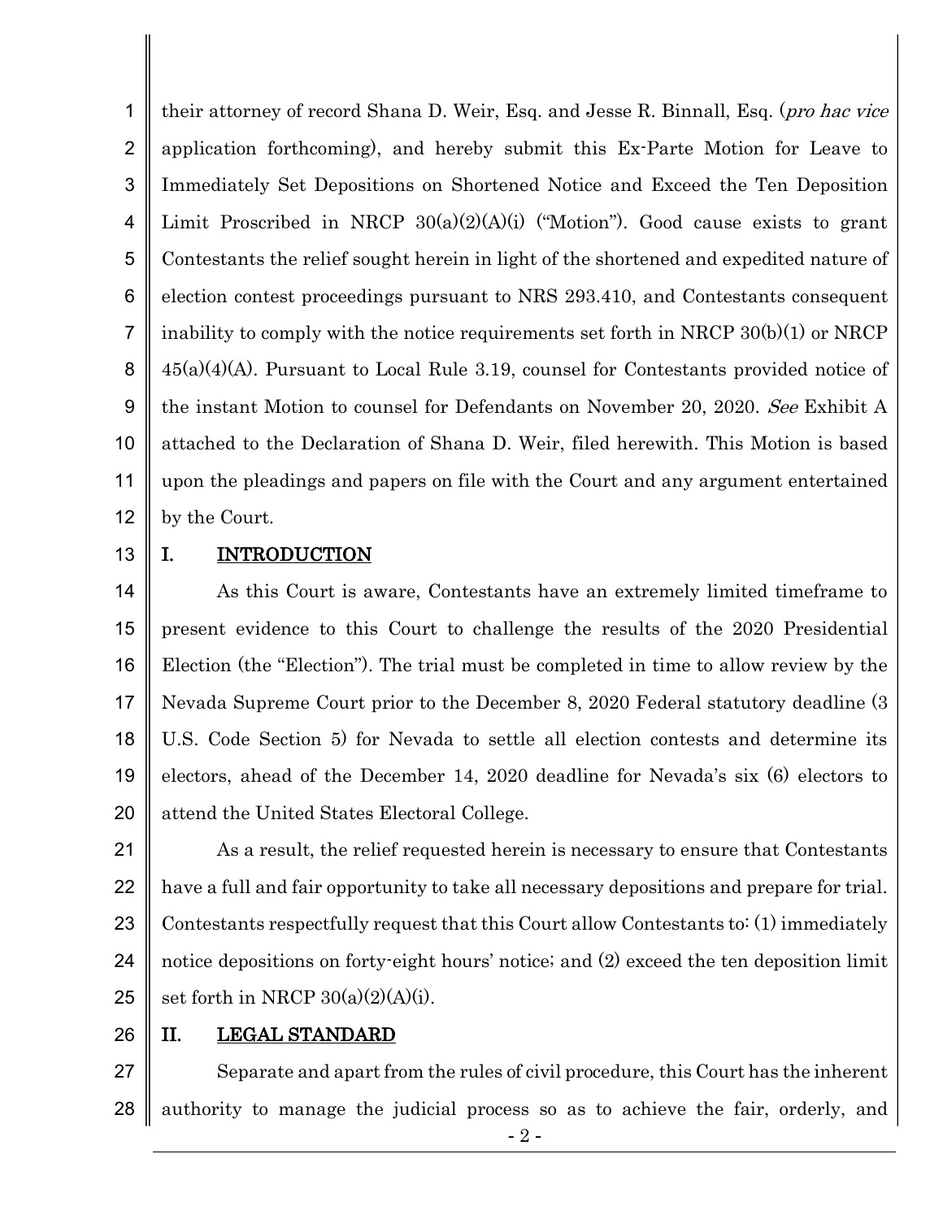their attorney of record Shana D. Weir, Esq. and Jesse R. Binnall, Esq. (*pro hac vice* application forthcoming), and hereby submit this Ex-Parte Motion for Leave to Immediately Set Depositions on Shortened Notice and Exceed the Ten Deposition Limit Proscribed in NRCP 30(a)(2)(A)(i) ("Motion"). Good cause exists to grant Contestants the relief sought herein in light of the shortened and expedited nature of election contest proceedings pursuant to NRS 293.410, and Contestants consequent inability to comply with the notice requirements set forth in NRCP 30(b)(1) or NRCP 45(a)(4)(A). Pursuant to Local Rule 3.19, counsel for Contestants provided notice of the instant Motion to counsel for Defendants on November 20, 2020. *See* Exhibit A attached to the Declaration of Shana D. Weir, filed herewith. This Motion is based upon the pleadings and papers on file with the Court and any argument entertained by the Court.

## I. INTRODUCTION

As this Court is aware, Contestants have an extremely limited timeframe to present evidence to this Court to challenge the results of the 2020 Presidential Election (the "Election"). The trial must be completed in time to allow review by the Nevada Supreme Court prior to the December 8, 2020 Federal statutory deadline (3 U.S. Code Section 5) for Nevada to settle all election contests and determine its electors, ahead of the December 14, 2020 deadline for Nevada's six (6) electors to attend the United States Electoral College.

As a result, the relief requested herein is necessary to ensure that Contestants have a full and fair opportunity to take all necessary depositions and prepare for trial. Contestants respectfully request that this Court allow Contestants to: (1) immediately notice depositions on forty-eight hours' notice; and (2) exceed the ten deposition limit set forth in NRCP 30(a)(2)(A)(i).

## II. LEGAL STANDARD

Separate and apart from the rules of civil procedure, this Court has the inherent authority to manage the judicial process so as to achieve the fair, orderly, and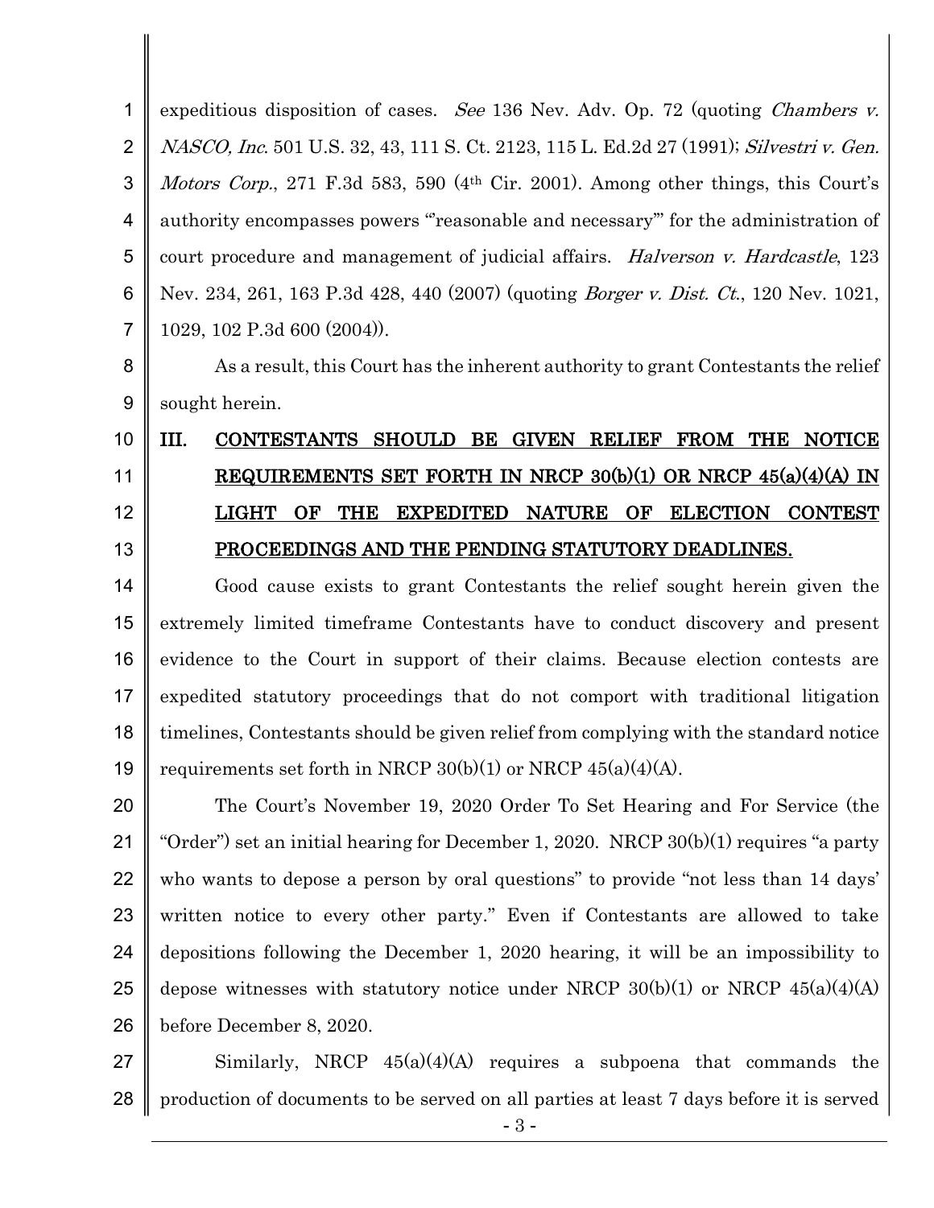expeditious disposition of cases. *See* 136 Nev. Adv. Op. 72 (quoting *Chambers v. NASCO, Inc.* 501 U.S. 32, 43, 111 S. Ct. 2123, 115 L. Ed.2d 27 (1991); *Silvestri v. Gen. Motors Corp.*, 271 F.3d 583, 590 (4th Cir. 2001). Among other things, this Court's authority encompasses powers "'reasonable and necessary'" for the administration of court procedure and management of judicial affairs. *Halverson v. Hardcastle*, 123 Nev. 234, 261, 163 P.3d 428, 440 (2007) (quoting *Borger v. Dist. Ct.*, 120 Nev. 1021, 1029, 102 P.3d 600 (2004)).

As a result, this Court has the inherent authority to grant Contestants the relief sought herein.

## III. <u>CONTESTANTS SHOULD BE GIVEN RELIEF FROM THE NOTICE REQUIREMENTS SET FORTH IN NRCP 30(b)(1) OR NRCP 45(a)(4)(A) IN LIGHT OF THE EXPEDITED NATURE OF ELECTION CONTEST PROCEEDINGS AND THE PENDING STATUTORY DEADLINES.</u>

Good cause exists to grant Contestants the relief sought herein given the extremely limited timeframe Contestants have to conduct discovery and present evidence to the Court in support of their claims. Because election contests are expedited statutory proceedings that do not comport with traditional litigation timelines, Contestants should be given relief from complying with the standard notice requirements set forth in NRCP 30(b)(1) or NRCP 45(a)(4)(A).

The Court's November 19, 2020 Order To Set Hearing and For Service (the "Order") set an initial hearing for December 1, 2020. NRCP 30(b)(1) requires "a party who wants to depose a person by oral questions" to provide "not less than 14 days' written notice to every other party." Even if Contestants are allowed to take depositions following the December 1, 2020 hearing, it will be an impossibility to depose witnesses with statutory notice under NRCP 30(b)(1) or NRCP 45(a)(4)(A) before December 8, 2020.

Similarly, NRCP 45(a)(4)(A) requires a subpoena that commands the production of documents to be served on all parties at least 7 days before it is served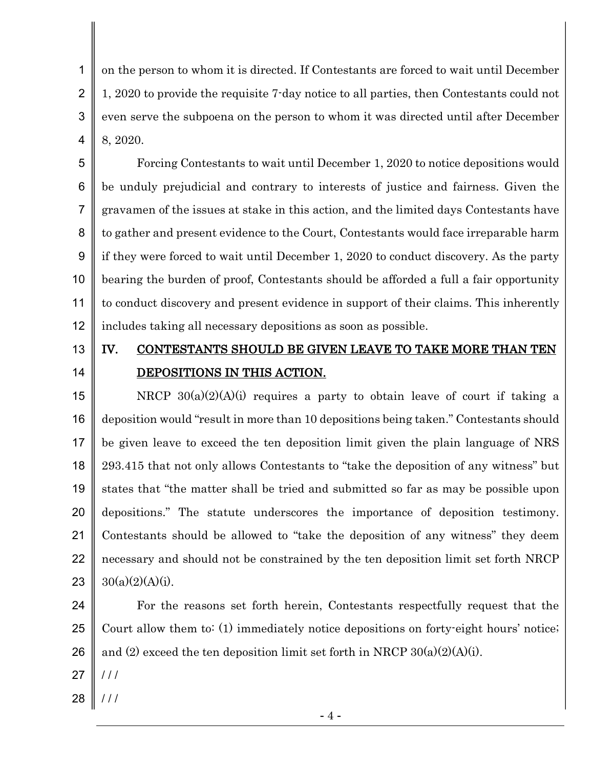on the person to whom it is directed. If Contestants are forced to wait until December 1, 2020 to provide the requisite 7-day notice to all parties, then Contestants could not even serve the subpoena on the person to whom it was directed until after December 8, 2020.

Forcing Contestants to wait until December 1, 2020 to notice depositions would be unduly prejudicial and contrary to interests of justice and fairness. Given the gravamen of the issues at stake in this action, and the limited days Contestants have to gather and present evidence to the Court, Contestants would face irreparable harm if they were forced to wait until December 1, 2020 to conduct discovery. As the party bearing the burden of proof, Contestants should be afforded a full a fair opportunity to conduct discovery and present evidence in support of their claims. This inherently includes taking all necessary depositions as soon as possible.

## IV. CONTESTANTS SHOULD BE GIVEN LEAVE TO TAKE MORE THAN TEN DEPOSITIONS IN THIS ACTION.

NRCP 30(a)(2)(A)(i) requires a party to obtain leave of court if taking a deposition would "result in more than 10 depositions being taken." Contestants should be given leave to exceed the ten deposition limit given the plain language of NRS 293.415 that not only allows Contestants to "take the deposition of any witness" but states that "the matter shall be tried and submitted so far as may be possible upon depositions." The statute underscores the importance of deposition testimony. Contestants should be allowed to "take the deposition of any witness" they deem necessary and should not be constrained by the ten deposition limit set forth NRCP 30(a)(2)(A)(i).

For the reasons set forth herein, Contestants respectfully request that the Court allow them to: (1) immediately notice depositions on forty-eight hours' notice; and (2) exceed the ten deposition limit set forth in NRCP 30(a)(2)(A)(i).

/ / /

/ / /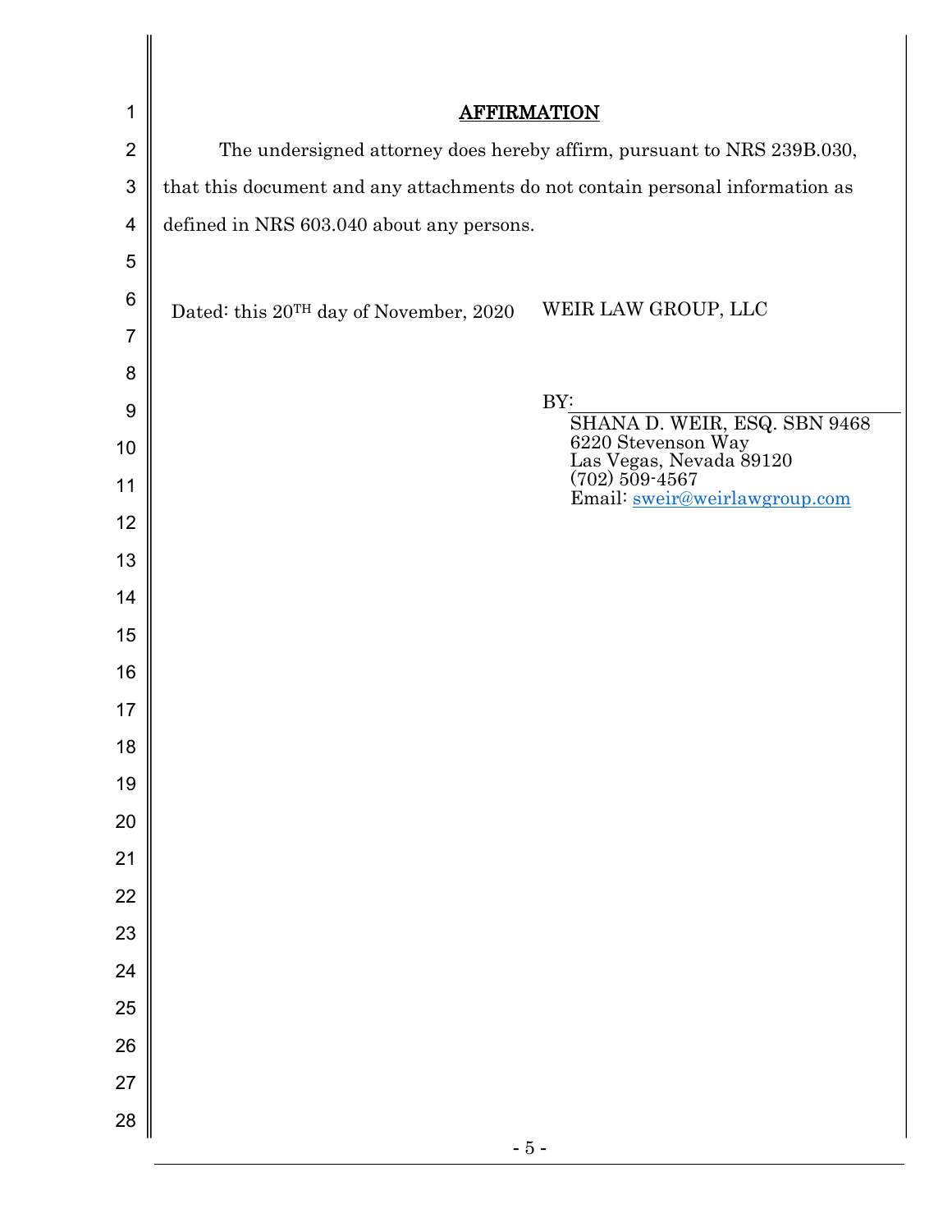## AFFIRMATION

The undersigned attorney does hereby affirm, pursuant to NRS 239B.030, that this document and any attachments do not contain personal information as defined in NRS 603.040 about any persons.

Dated: this 20TH day of November, 2020

WEIR LAW GROUP, LLC

BY: ______________________________

SHANA D. WEIR, ESQ. SBN 9468
6220 Stevenson Way
Las Vegas, Nevada 89120
(702) 509-4567
Email: sweir@weirlawgroup.com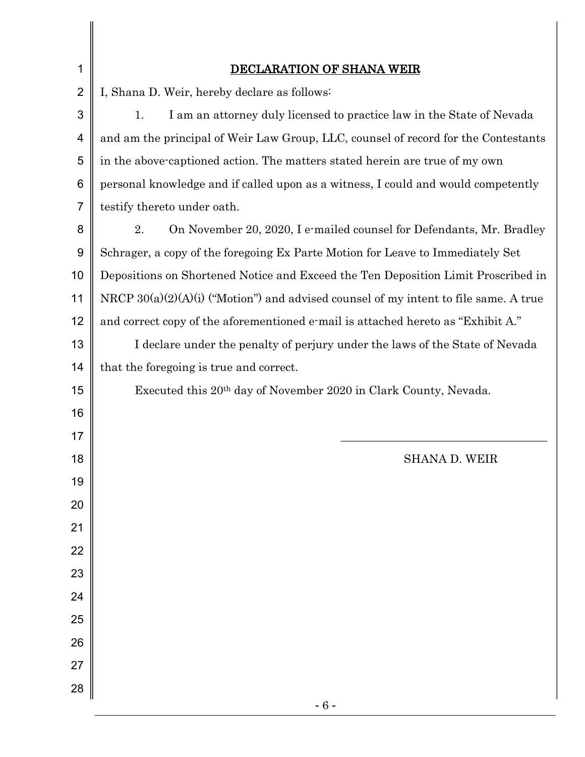## DECLARATION OF SHANA WEIR

I, Shana D. Weir, hereby declare as follows:

1. I am an attorney duly licensed to practice law in the State of Nevada and am the principal of Weir Law Group, LLC, counsel of record for the Contestants in the above-captioned action. The matters stated herein are true of my own personal knowledge and if called upon as a witness, I could and would competently testify thereto under oath.

2. On November 20, 2020, I e-mailed counsel for Defendants, Mr. Bradley Schrager, a copy of the foregoing Ex Parte Motion for Leave to Immediately Set Depositions on Shortened Notice and Exceed the Ten Deposition Limit Proscribed in NRCP 30(a)(2)(A)(i) ("Motion") and advised counsel of my intent to file same. A true and correct copy of the aforementioned e-mail is attached hereto as "Exhibit A."

I declare under the penalty of perjury under the laws of the State of Nevada that the foregoing is true and correct.

Executed this 20th day of November 2020 in Clark County, Nevada.

\_\_\_\_\_\_\_\_\_\_\_\_\_\_\_\_\_\_\_\_\_\_\_\_\_\_\_\_\_\_\_\_\_\_\_\_

SHANA D. WEIR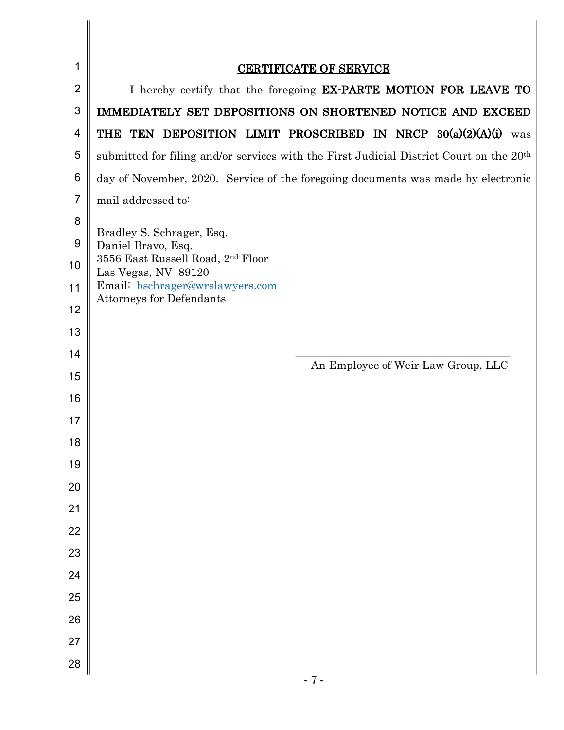## CERTIFICATE OF SERVICE

I hereby certify that the foregoing **EX-PARTE MOTION FOR LEAVE TO IMMEDIATELY SET DEPOSITIONS ON SHORTENED NOTICE AND EXCEED THE TEN DEPOSITION LIMIT PROSCRIBED IN NRCP 30(a)(2)(A)(i)** was submitted for filing and/or services with the First Judicial District Court on the 20th day of November, 2020. Service of the foregoing documents was made by electronic mail addressed to:

Bradley S. Schrager, Esq.
Daniel Bravo, Esq.
3556 East Russell Road, 2nd Floor
Las Vegas, NV 89120
Email: bschrager@wrslawyers.com
Attorneys for Defendants

\_\_\_\_\_\_\_\_\_\_\_\_\_\_\_\_\_\_\_\_\_\_\_\_\_\_\_\_\_\_\_\_\_\_\_\_
An Employee of Weir Law Group, LLC